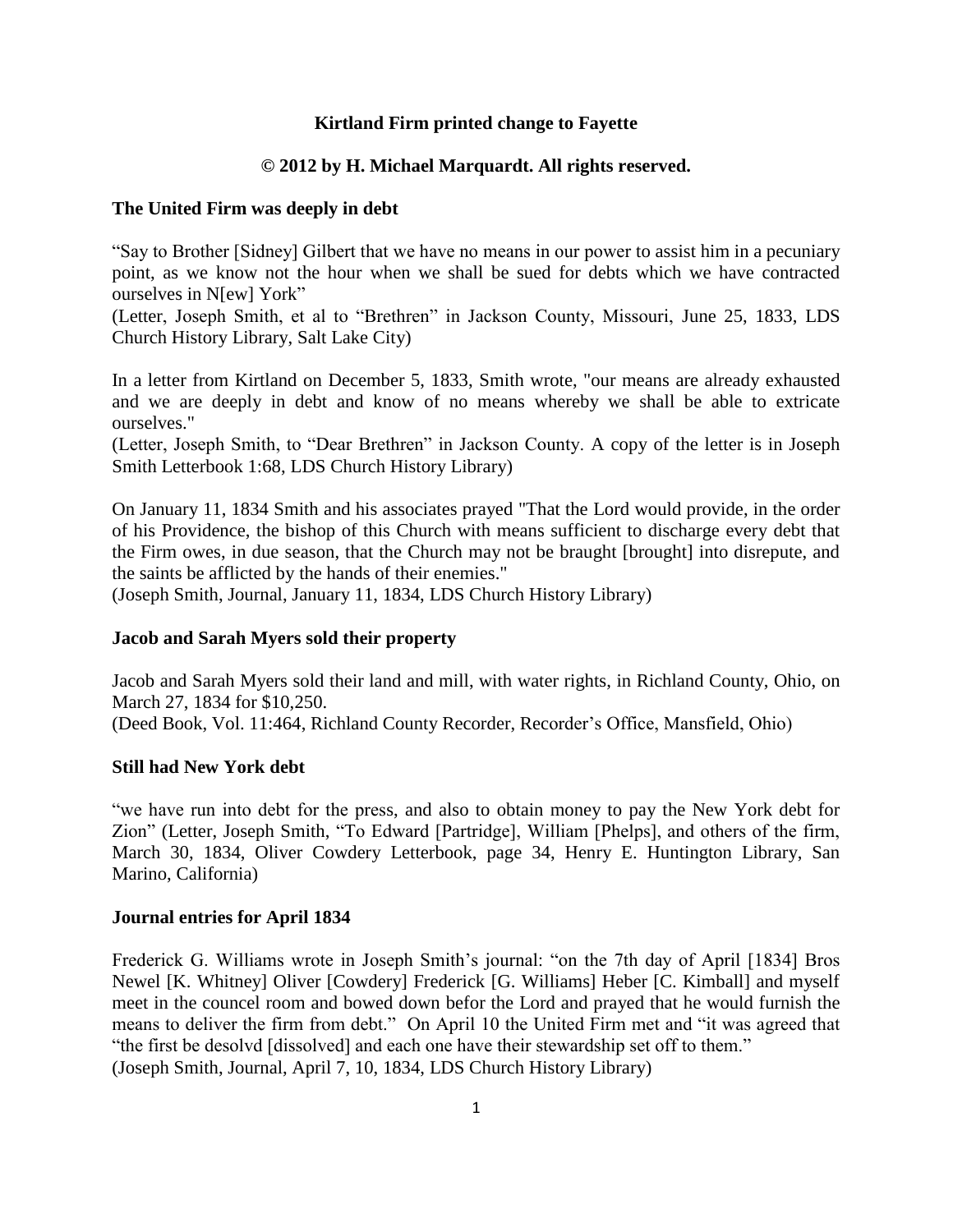# Kirtland Firm printed change to Fayette

**© 2012 by H. Michael Marquardt. All rights reserved.**

## The United Firm was deeply in debt

"Say to Brother [Sidney] Gilbert that we have no means in our power to assist him in a pecuniary point, as we know not the hour when we shall be sued for debts which we have contracted ourselves in N[ew] York"
(Letter, Joseph Smith, et al to "Brethren" in Jackson County, Missouri, June 25, 1833, LDS Church History Library, Salt Lake City)

In a letter from Kirtland on December 5, 1833, Smith wrote, "our means are already exhausted and we are deeply in debt and know of no means whereby we shall be able to extricate ourselves."
(Letter, Joseph Smith, to "Dear Brethren" in Jackson County. A copy of the letter is in Joseph Smith Letterbook 1:68, LDS Church History Library)

On January 11, 1834 Smith and his associates prayed "That the Lord would provide, in the order of his Providence, the bishop of this Church with means sufficient to discharge every debt that the Firm owes, in due season, that the Church may not be braught [brought] into disrepute, and the saints be afflicted by the hands of their enemies."
(Joseph Smith, Journal, January 11, 1834, LDS Church History Library)

## Jacob and Sarah Myers sold their property

Jacob and Sarah Myers sold their land and mill, with water rights, in Richland County, Ohio, on March 27, 1834 for $10,250.
(Deed Book, Vol. 11:464, Richland County Recorder, Recorder's Office, Mansfield, Ohio)

## Still had New York debt

"we have run into debt for the press, and also to obtain money to pay the New York debt for Zion" (Letter, Joseph Smith, "To Edward [Partridge], William [Phelps], and others of the firm, March 30, 1834, Oliver Cowdery Letterbook, page 34, Henry E. Huntington Library, San Marino, California)

## Journal entries for April 1834

Frederick G. Williams wrote in Joseph Smith's journal: "on the 7th day of April [1834] Bros Newel [K. Whitney] Oliver [Cowdery] Frederick [G. Williams] Heber [C. Kimball] and myself meet in the councel room and bowed down befor the Lord and prayed that he would furnish the means to deliver the firm from debt." On April 10 the United Firm met and "it was agreed that "the first be desolvd [dissolved] and each one have their stewardship set off to them."
(Joseph Smith, Journal, April 7, 10, 1834, LDS Church History Library)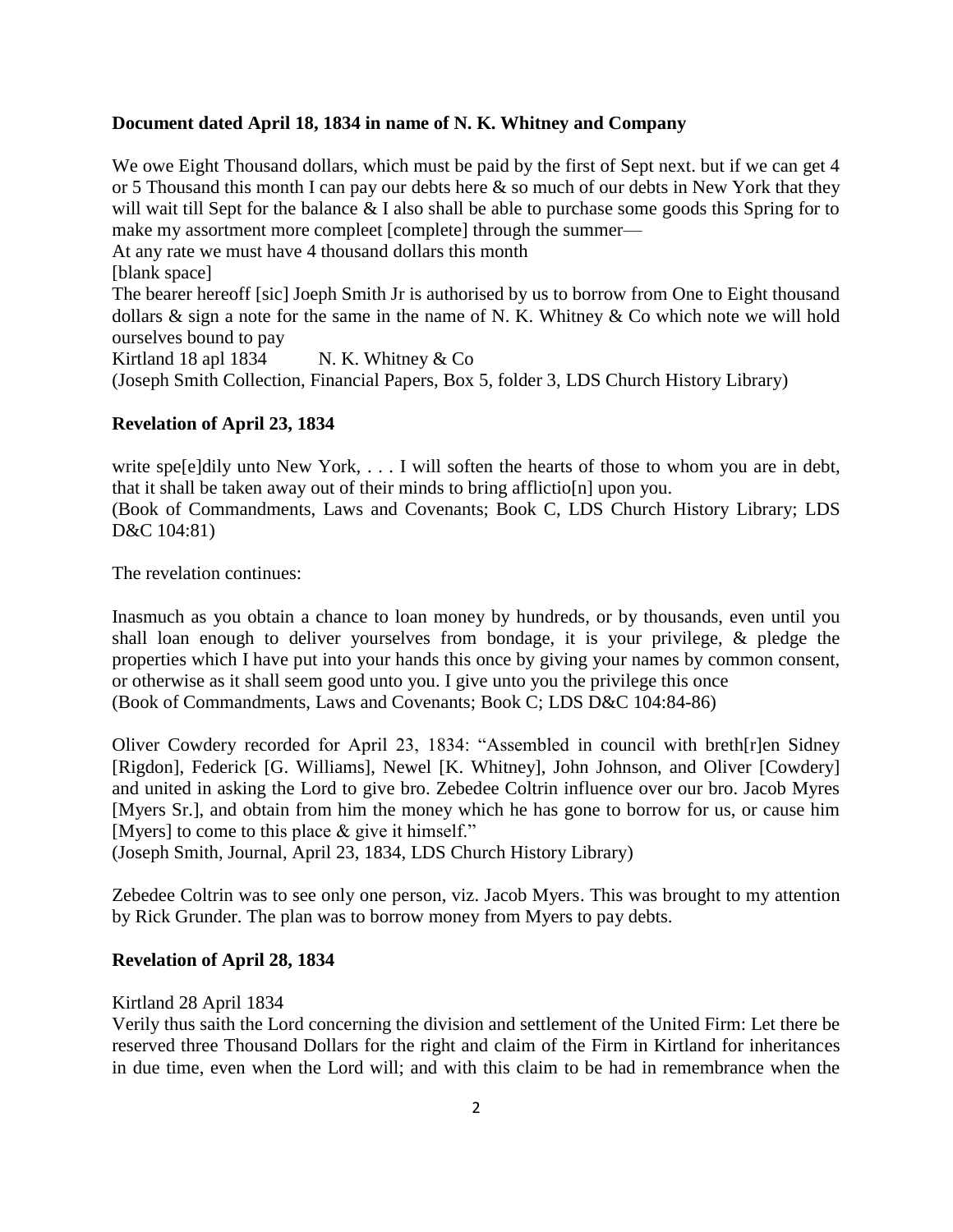**Document dated April 18, 1834 in name of N. K. Whitney and Company**

We owe Eight Thousand dollars, which must be paid by the first of Sept next. but if we can get 4 or 5 Thousand this month I can pay our debts here & so much of our debts in New York that they will wait till Sept for the balance & I also shall be able to purchase some goods this Spring for to make my assortment more compleet [complete] through the summer—
At any rate we must have 4 thousand dollars this month
[blank space]
The bearer hereoff [sic] Joeph Smith Jr is authorised by us to borrow from One to Eight thousand dollars & sign a note for the same in the name of N. K. Whitney & Co which note we will hold ourselves bound to pay
Kirtland 18 apl 1834 N. K. Whitney & Co
(Joseph Smith Collection, Financial Papers, Box 5, folder 3, LDS Church History Library)

**Revelation of April 23, 1834**

write spe[e]dily unto New York, . . . I will soften the hearts of those to whom you are in debt, that it shall be taken away out of their minds to bring afflictio[n] upon you.
(Book of Commandments, Laws and Covenants; Book C, LDS Church History Library; LDS D&C 104:81)

The revelation continues:

Inasmuch as you obtain a chance to loan money by hundreds, or by thousands, even until you shall loan enough to deliver yourselves from bondage, it is your privilege, & pledge the properties which I have put into your hands this once by giving your names by common consent, or otherwise as it shall seem good unto you. I give unto you the privilege this once
(Book of Commandments, Laws and Covenants; Book C; LDS D&C 104:84-86)

Oliver Cowdery recorded for April 23, 1834: "Assembled in council with breth[r]en Sidney [Rigdon], Federick [G. Williams], Newel [K. Whitney], John Johnson, and Oliver [Cowdery] and united in asking the Lord to give bro. Zebedee Coltrin influence over our bro. Jacob Myres [Myers Sr.], and obtain from him the money which he has gone to borrow for us, or cause him [Myers] to come to this place & give it himself."
(Joseph Smith, Journal, April 23, 1834, LDS Church History Library)

Zebedee Coltrin was to see only one person, viz. Jacob Myers. This was brought to my attention by Rick Grunder. The plan was to borrow money from Myers to pay debts.

**Revelation of April 28, 1834**

Kirtland 28 April 1834
Verily thus saith the Lord concerning the division and settlement of the United Firm: Let there be reserved three Thousand Dollars for the right and claim of the Firm in Kirtland for inheritances in due time, even when the Lord will; and with this claim to be had in remembrance when the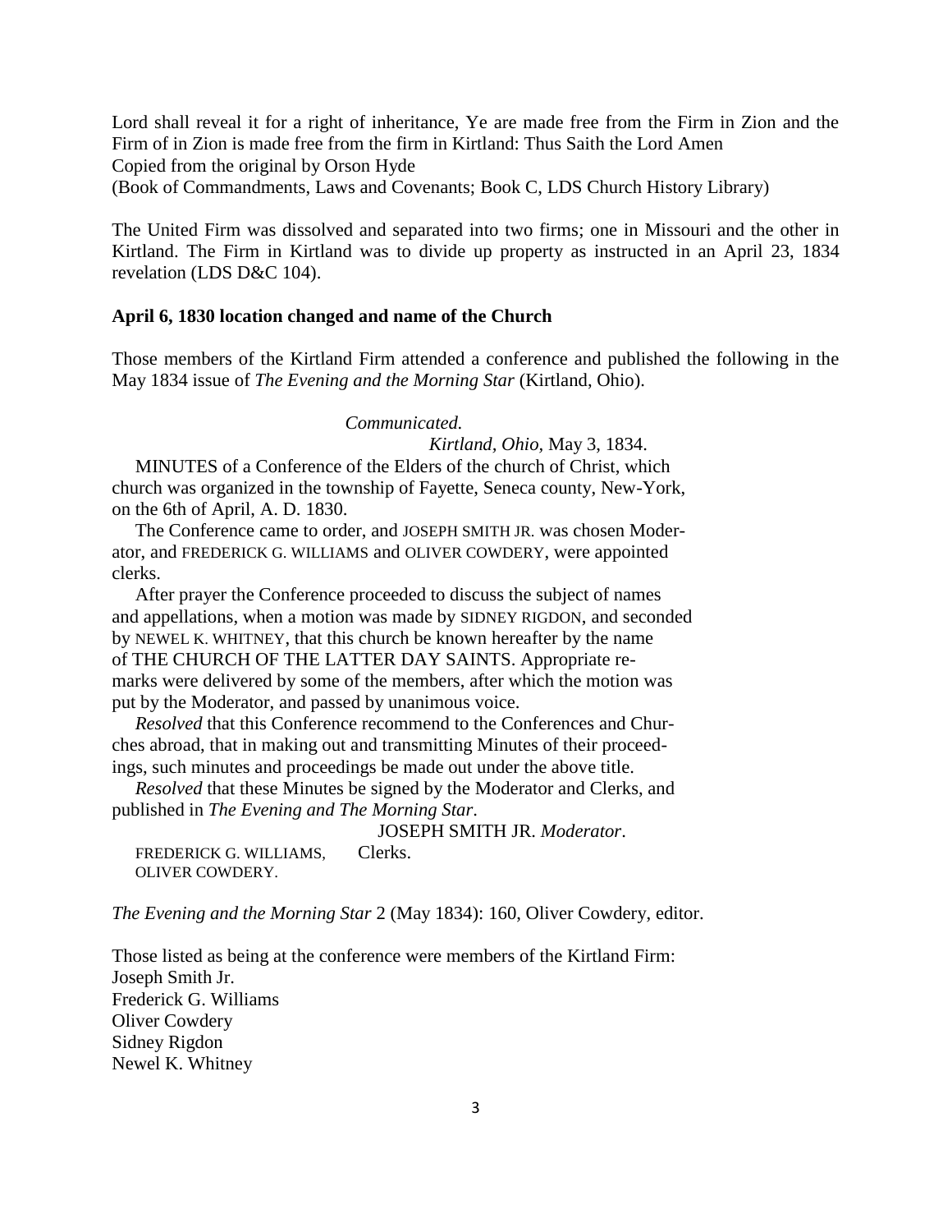Lord shall reveal it for a right of inheritance, Ye are made free from the Firm in Zion and the Firm of in Zion is made free from the firm in Kirtland: Thus Saith the Lord Amen
Copied from the original by Orson Hyde
(Book of Commandments, Laws and Covenants; Book C, LDS Church History Library)

The United Firm was dissolved and separated into two firms; one in Missouri and the other in Kirtland. The Firm in Kirtland was to divide up property as instructed in an April 23, 1834 revelation (LDS D&C 104).

**April 6, 1830 location changed and name of the Church**

Those members of the Kirtland Firm attended a conference and published the following in the May 1834 issue of *The Evening and the Morning Star* (Kirtland, Ohio).

*Communicated.*

*Kirtland, Ohio*, May 3, 1834.

MINUTES of a Conference of the Elders of the church of Christ, which church was organized in the township of Fayette, Seneca county, New-York, on the 6th of April, A. D. 1830.

The Conference came to order, and JOSEPH SMITH JR. was chosen Moderator, and FREDERICK G. WILLIAMS and OLIVER COWDERY, were appointed clerks.

After prayer the Conference proceeded to discuss the subject of names and appellations, when a motion was made by SIDNEY RIGDON, and seconded by NEWEL K. WHITNEY, that this church be known hereafter by the name of THE CHURCH OF THE LATTER DAY SAINTS. Appropriate remarks were delivered by some of the members, after which the motion was put by the Moderator, and passed by unanimous voice.

*Resolved* that this Conference recommend to the Conferences and Churches abroad, that in making out and transmitting Minutes of their proceedings, such minutes and proceedings be made out under the above title.

*Resolved* that these Minutes be signed by the Moderator and Clerks, and published in *The Evening and The Morning Star*.

JOSEPH SMITH JR. *Moderator*.

FREDERICK G. WILLIAMS, Clerks.
OLIVER COWDERY.

*The Evening and the Morning Star* 2 (May 1834): 160, Oliver Cowdery, editor.

Those listed as being at the conference were members of the Kirtland Firm:
Joseph Smith Jr.
Frederick G. Williams
Oliver Cowdery
Sidney Rigdon
Newel K. Whitney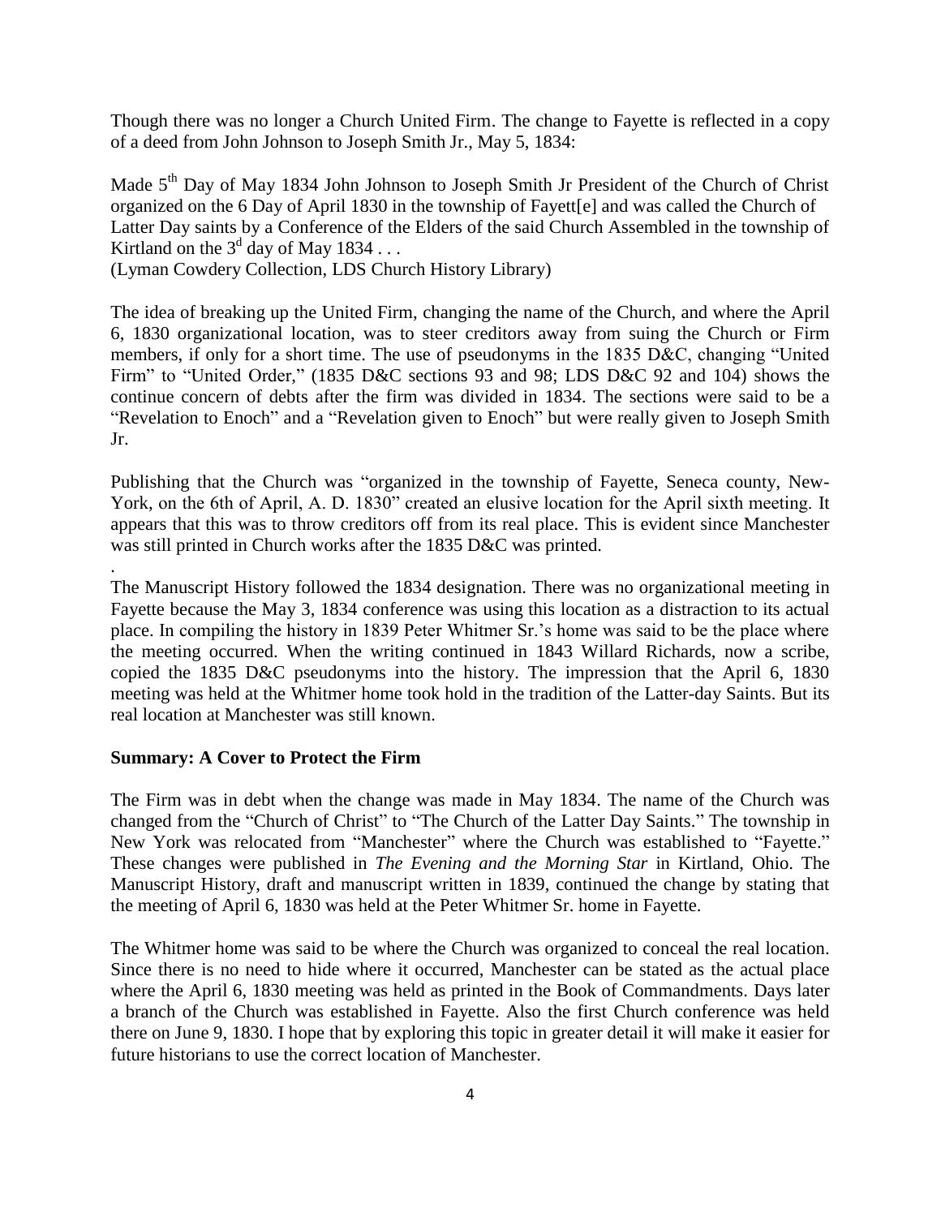Though there was no longer a Church United Firm. The change to Fayette is reflected in a copy of a deed from John Johnson to Joseph Smith Jr., May 5, 1834:

Made 5[th] Day of May 1834 John Johnson to Joseph Smith Jr President of the Church of Christ organized on the 6 Day of April 1830 in the township of Fayett[e] and was called the Church of Latter Day saints by a Conference of the Elders of the said Church Assembled in the township of Kirtland on the 3[d] day of May 1834 . . .
(Lyman Cowdery Collection, LDS Church History Library)

The idea of breaking up the United Firm, changing the name of the Church, and where the April 6, 1830 organizational location, was to steer creditors away from suing the Church or Firm members, if only for a short time. The use of pseudonyms in the 1835 D&C, changing "United Firm" to "United Order," (1835 D&C sections 93 and 98; LDS D&C 92 and 104) shows the continue concern of debts after the firm was divided in 1834. The sections were said to be a "Revelation to Enoch" and a "Revelation given to Enoch" but were really given to Joseph Smith Jr.

Publishing that the Church was "organized in the township of Fayette, Seneca county, New-York, on the 6th of April, A. D. 1830" created an elusive location for the April sixth meeting. It appears that this was to throw creditors off from its real place. This is evident since Manchester was still printed in Church works after the 1835 D&C was printed.

.

The Manuscript History followed the 1834 designation. There was no organizational meeting in Fayette because the May 3, 1834 conference was using this location as a distraction to its actual place. In compiling the history in 1839 Peter Whitmer Sr.'s home was said to be the place where the meeting occurred. When the writing continued in 1843 Willard Richards, now a scribe, copied the 1835 D&C pseudonyms into the history. The impression that the April 6, 1830 meeting was held at the Whitmer home took hold in the tradition of the Latter-day Saints. But its real location at Manchester was still known.

**Summary: A Cover to Protect the Firm**

The Firm was in debt when the change was made in May 1834. The name of the Church was changed from the "Church of Christ" to "The Church of the Latter Day Saints." The township in New York was relocated from "Manchester" where the Church was established to "Fayette." These changes were published in *The Evening and the Morning Star* in Kirtland, Ohio. The Manuscript History, draft and manuscript written in 1839, continued the change by stating that the meeting of April 6, 1830 was held at the Peter Whitmer Sr. home in Fayette.

The Whitmer home was said to be where the Church was organized to conceal the real location. Since there is no need to hide where it occurred, Manchester can be stated as the actual place where the April 6, 1830 meeting was held as printed in the Book of Commandments. Days later a branch of the Church was established in Fayette. Also the first Church conference was held there on June 9, 1830. I hope that by exploring this topic in greater detail it will make it easier for future historians to use the correct location of Manchester.